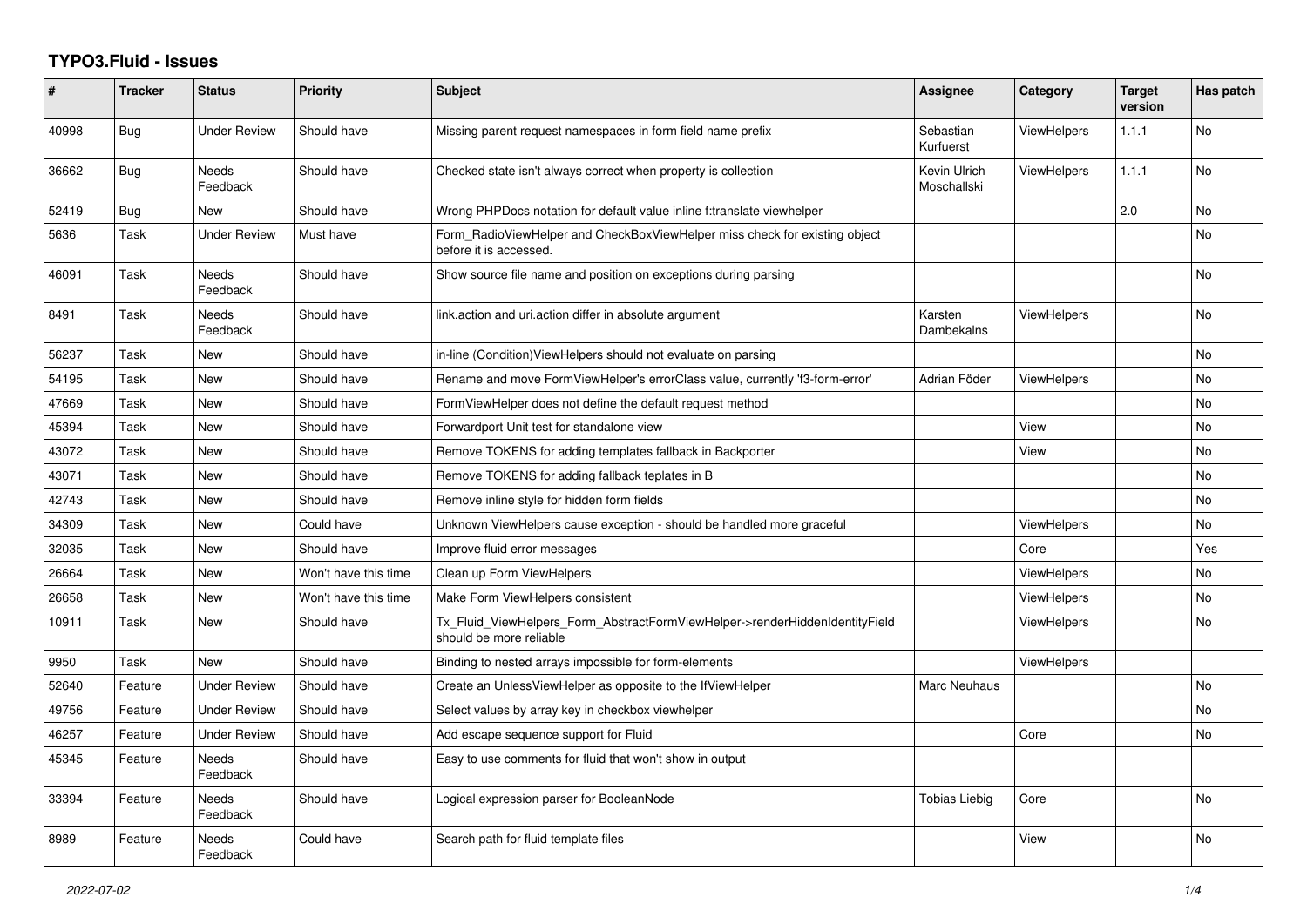# TYPO3.Fluid - Issues

| # | Tracker | Status | Priority | Subject | Assignee | Category | Target version | Has patch |
|---|---|---|---|---|---|---|---|---|
| 40998 | Bug | Under Review | Should have | Missing parent request namespaces in form field name prefix | Sebastian Kurfuerst | ViewHelpers | 1.1.1 | No |
| 36662 | Bug | Needs Feedback | Should have | Checked state isn't always correct when property is collection | Kevin Ulrich Moschallski | ViewHelpers | 1.1.1 | No |
| 52419 | Bug | New | Should have | Wrong PHPDocs notation for default value inline f:translate viewhelper | | | 2.0 | No |
| 5636 | Task | Under Review | Must have | Form_RadioViewHelper and CheckBoxViewHelper miss check for existing object before it is accessed. | | | | No |
| 46091 | Task | Needs Feedback | Should have | Show source file name and position on exceptions during parsing | | | | No |
| 8491 | Task | Needs Feedback | Should have | link.action and uri.action differ in absolute argument | Karsten Dambekalns | ViewHelpers | | No |
| 56237 | Task | New | Should have | in-line (Condition)ViewHelpers should not evaluate on parsing | | | | No |
| 54195 | Task | New | Should have | Rename and move FormViewHelper's errorClass value, currently 'f3-form-error' | Adrian Föder | ViewHelpers | | No |
| 47669 | Task | New | Should have | FormViewHelper does not define the default request method | | | | No |
| 45394 | Task | New | Should have | Forwardport Unit test for standalone view | | View | | No |
| 43072 | Task | New | Should have | Remove TOKENS for adding templates fallback in Backporter | | View | | No |
| 43071 | Task | New | Should have | Remove TOKENS for adding fallback teplates in B | | | | No |
| 42743 | Task | New | Should have | Remove inline style for hidden form fields | | | | No |
| 34309 | Task | New | Could have | Unknown ViewHelpers cause exception - should be handled more graceful | | ViewHelpers | | No |
| 32035 | Task | New | Should have | Improve fluid error messages | | Core | | Yes |
| 26664 | Task | New | Won't have this time | Clean up Form ViewHelpers | | ViewHelpers | | No |
| 26658 | Task | New | Won't have this time | Make Form ViewHelpers consistent | | ViewHelpers | | No |
| 10911 | Task | New | Should have | Tx_Fluid_ViewHelpers_Form_AbstractFormViewHelper->renderHiddenIdentityField should be more reliable | | ViewHelpers | | No |
| 9950 | Task | New | Should have | Binding to nested arrays impossible for form-elements | | ViewHelpers | | |
| 52640 | Feature | Under Review | Should have | Create an UnlessViewHelper as opposite to the IfViewHelper | Marc Neuhaus | | | No |
| 49756 | Feature | Under Review | Should have | Select values by array key in checkbox viewhelper | | | | No |
| 46257 | Feature | Under Review | Should have | Add escape sequence support for Fluid | | Core | | No |
| 45345 | Feature | Needs Feedback | Should have | Easy to use comments for fluid that won't show in output | | | | |
| 33394 | Feature | Needs Feedback | Should have | Logical expression parser for BooleanNode | Tobias Liebig | Core | | No |
| 8989 | Feature | Needs Feedback | Could have | Search path for fluid template files | | View | | No |

*2022-07-02*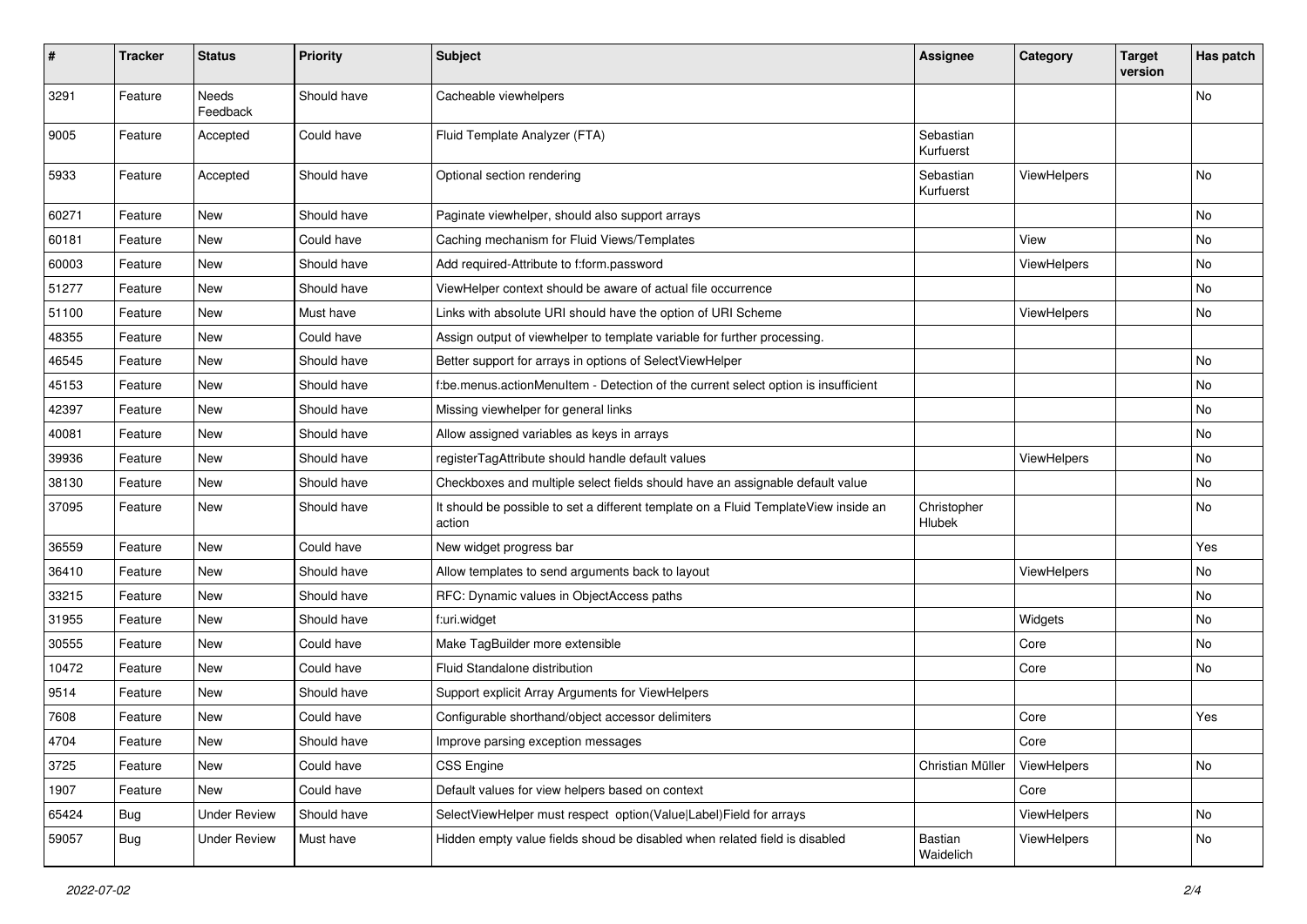| # | Tracker | Status | Priority | Subject | Assignee | Category | Target version | Has patch |
|---|---|---|---|---|---|---|---|---|
| 3291 | Feature | Needs Feedback | Should have | Cacheable viewhelpers | | | | No |
| 9005 | Feature | Accepted | Could have | Fluid Template Analyzer (FTA) | Sebastian Kurfuerst | | | |
| 5933 | Feature | Accepted | Should have | Optional section rendering | Sebastian Kurfuerst | ViewHelpers | | No |
| 60271 | Feature | New | Should have | Paginate viewhelper, should also support arrays | | | | No |
| 60181 | Feature | New | Could have | Caching mechanism for Fluid Views/Templates | | View | | No |
| 60003 | Feature | New | Should have | Add required-Attribute to f:form.password | | ViewHelpers | | No |
| 51277 | Feature | New | Should have | ViewHelper context should be aware of actual file occurrence | | | | No |
| 51100 | Feature | New | Must have | Links with absolute URI should have the option of URI Scheme | | ViewHelpers | | No |
| 48355 | Feature | New | Could have | Assign output of viewhelper to template variable for further processing. | | | | |
| 46545 | Feature | New | Should have | Better support for arrays in options of SelectViewHelper | | | | No |
| 45153 | Feature | New | Should have | f:be.menus.actionMenuItem - Detection of the current select option is insufficient | | | | No |
| 42397 | Feature | New | Should have | Missing viewhelper for general links | | | | No |
| 40081 | Feature | New | Should have | Allow assigned variables as keys in arrays | | | | No |
| 39936 | Feature | New | Should have | registerTagAttribute should handle default values | | ViewHelpers | | No |
| 38130 | Feature | New | Should have | Checkboxes and multiple select fields should have an assignable default value | | | | No |
| 37095 | Feature | New | Should have | It should be possible to set a different template on a Fluid TemplateView inside an action | Christopher Hlubek | | | No |
| 36559 | Feature | New | Could have | New widget progress bar | | | | Yes |
| 36410 | Feature | New | Should have | Allow templates to send arguments back to layout | | ViewHelpers | | No |
| 33215 | Feature | New | Should have | RFC: Dynamic values in ObjectAccess paths | | | | No |
| 31955 | Feature | New | Should have | f:uri.widget | | Widgets | | No |
| 30555 | Feature | New | Could have | Make TagBuilder more extensible | | Core | | No |
| 10472 | Feature | New | Could have | Fluid Standalone distribution | | Core | | No |
| 9514 | Feature | New | Should have | Support explicit Array Arguments for ViewHelpers | | | | |
| 7608 | Feature | New | Could have | Configurable shorthand/object accessor delimiters | | Core | | Yes |
| 4704 | Feature | New | Should have | Improve parsing exception messages | | Core | | |
| 3725 | Feature | New | Could have | CSS Engine | Christian Müller | ViewHelpers | | No |
| 1907 | Feature | New | Could have | Default values for view helpers based on context | | Core | | |
| 65424 | Bug | Under Review | Should have | SelectViewHelper must respect option(Value\|Label)Field for arrays | | ViewHelpers | | No |
| 59057 | Bug | Under Review | Must have | Hidden empty value fields shoud be disabled when related field is disabled | Bastian Waidelich | ViewHelpers | | No |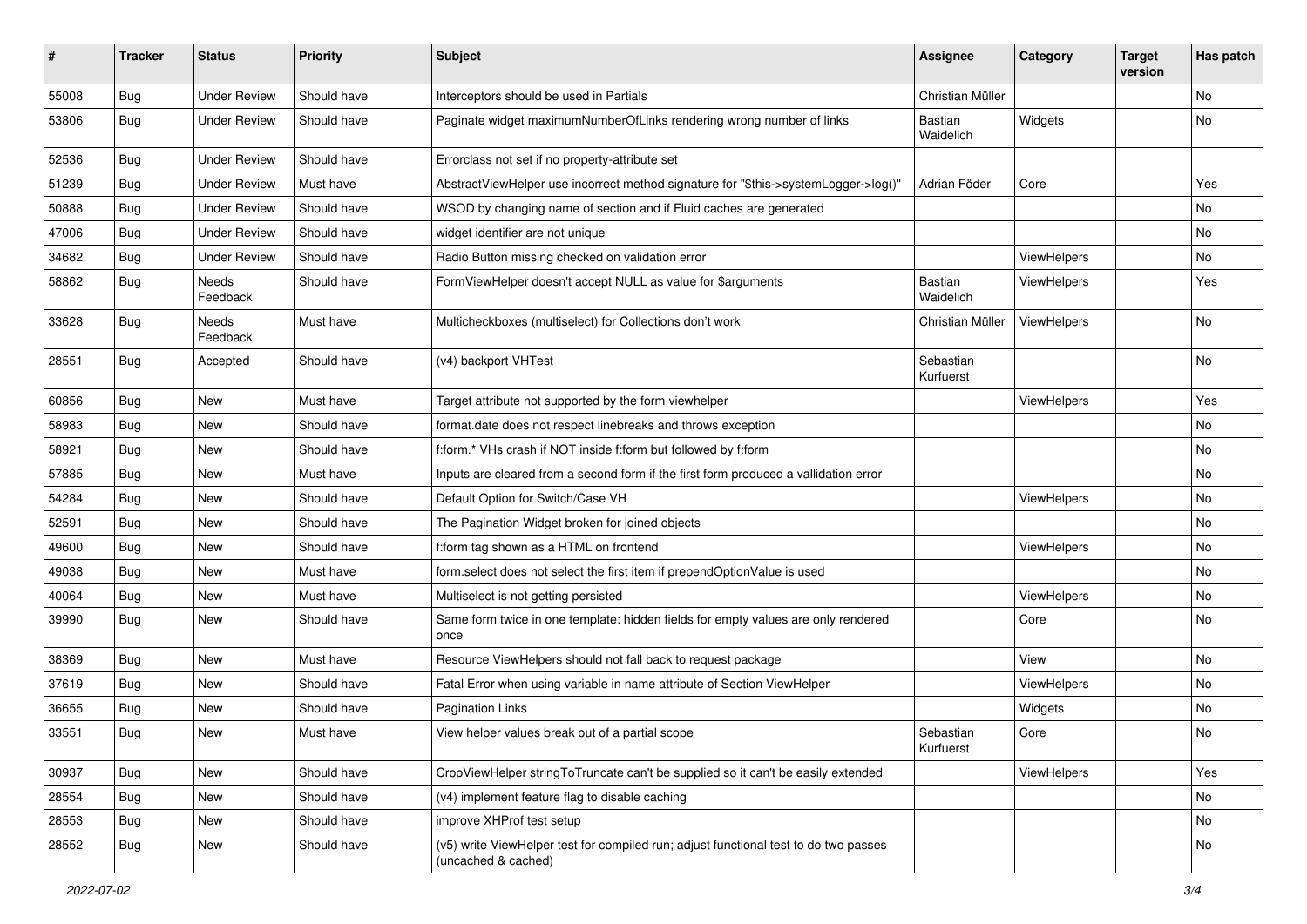| # | Tracker | Status | Priority | Subject | Assignee | Category | Target version | Has patch |
|---|---|---|---|---|---|---|---|---|
| 55008 | Bug | Under Review | Should have | Interceptors should be used in Partials | Christian Müller | | | No |
| 53806 | Bug | Under Review | Should have | Paginate widget maximumNumberOfLinks rendering wrong number of links | Bastian Waidelich | Widgets | | No |
| 52536 | Bug | Under Review | Should have | Errorclass not set if no property-attribute set | | | | |
| 51239 | Bug | Under Review | Must have | AbstractViewHelper use incorrect method signature for "$this->systemLogger->log()" | Adrian Föder | Core | | Yes |
| 50888 | Bug | Under Review | Should have | WSOD by changing name of section and if Fluid caches are generated | | | | No |
| 47006 | Bug | Under Review | Should have | widget identifier are not unique | | | | No |
| 34682 | Bug | Under Review | Should have | Radio Button missing checked on validation error | | ViewHelpers | | No |
| 58862 | Bug | Needs Feedback | Should have | FormViewHelper doesn't accept NULL as value for $arguments | Bastian Waidelich | ViewHelpers | | Yes |
| 33628 | Bug | Needs Feedback | Must have | Multicheckboxes (multiselect) for Collections don't work | Christian Müller | ViewHelpers | | No |
| 28551 | Bug | Accepted | Should have | (v4) backport VHTest | Sebastian Kurfuerst | | | No |
| 60856 | Bug | New | Must have | Target attribute not supported by the form viewhelper | | ViewHelpers | | Yes |
| 58983 | Bug | New | Should have | format.date does not respect linebreaks and throws exception | | | | No |
| 58921 | Bug | New | Should have | f:form.* VHs crash if NOT inside f:form but followed by f:form | | | | No |
| 57885 | Bug | New | Must have | Inputs are cleared from a second form if the first form produced a vallidation error | | | | No |
| 54284 | Bug | New | Should have | Default Option for Switch/Case VH | | ViewHelpers | | No |
| 52591 | Bug | New | Should have | The Pagination Widget broken for joined objects | | | | No |
| 49600 | Bug | New | Should have | f:form tag shown as a HTML on frontend | | ViewHelpers | | No |
| 49038 | Bug | New | Must have | form.select does not select the first item if prependOptionValue is used | | | | No |
| 40064 | Bug | New | Must have | Multiselect is not getting persisted | | ViewHelpers | | No |
| 39990 | Bug | New | Should have | Same form twice in one template: hidden fields for empty values are only rendered once | | Core | | No |
| 38369 | Bug | New | Must have | Resource ViewHelpers should not fall back to request package | | View | | No |
| 37619 | Bug | New | Should have | Fatal Error when using variable in name attribute of Section ViewHelper | | ViewHelpers | | No |
| 36655 | Bug | New | Should have | Pagination Links | | Widgets | | No |
| 33551 | Bug | New | Must have | View helper values break out of a partial scope | Sebastian Kurfuerst | Core | | No |
| 30937 | Bug | New | Should have | CropViewHelper stringToTruncate can't be supplied so it can't be easily extended | | ViewHelpers | | Yes |
| 28554 | Bug | New | Should have | (v4) implement feature flag to disable caching | | | | No |
| 28553 | Bug | New | Should have | improve XHProf test setup | | | | No |
| 28552 | Bug | New | Should have | (v5) write ViewHelper test for compiled run; adjust functional test to do two passes (uncached & cached) | | | | No |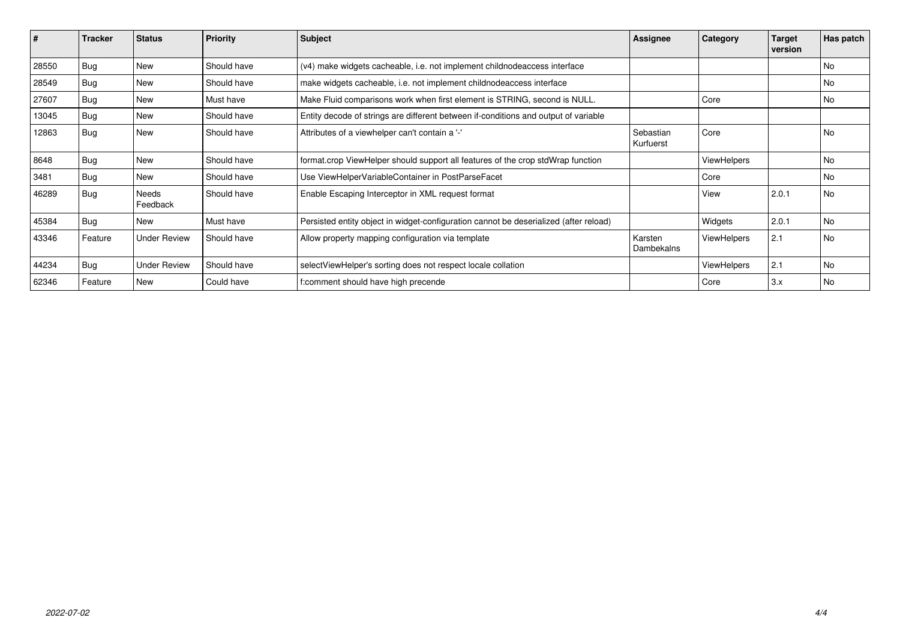| # | Tracker | Status | Priority | Subject | Assignee | Category | Target version | Has patch |
|---|---|---|---|---|---|---|---|---|
| 28550 | Bug | New | Should have | (v4) make widgets cacheable, i.e. not implement childnodeaccess interface | | | | No |
| 28549 | Bug | New | Should have | make widgets cacheable, i.e. not implement childnodeaccess interface | | | | No |
| 27607 | Bug | New | Must have | Make Fluid comparisons work when first element is STRING, second is NULL. | | Core | | No |
| 13045 | Bug | New | Should have | Entity decode of strings are different between if-conditions and output of variable | | | | |
| 12863 | Bug | New | Should have | Attributes of a viewhelper can't contain a '-' | Sebastian Kurfuerst | Core | | No |
| 8648 | Bug | New | Should have | format.crop ViewHelper should support all features of the crop stdWrap function | | ViewHelpers | | No |
| 3481 | Bug | New | Should have | Use ViewHelperVariableContainer in PostParseFacet | | Core | | No |
| 46289 | Bug | Needs Feedback | Should have | Enable Escaping Interceptor in XML request format | | View | 2.0.1 | No |
| 45384 | Bug | New | Must have | Persisted entity object in widget-configuration cannot be deserialized (after reload) | | Widgets | 2.0.1 | No |
| 43346 | Feature | Under Review | Should have | Allow property mapping configuration via template | Karsten Dambekalns | ViewHelpers | 2.1 | No |
| 44234 | Bug | Under Review | Should have | selectViewHelper's sorting does not respect locale collation | | ViewHelpers | 2.1 | No |
| 62346 | Feature | New | Could have | f:comment should have high precende | | Core | 3.x | No |

2022-07-02